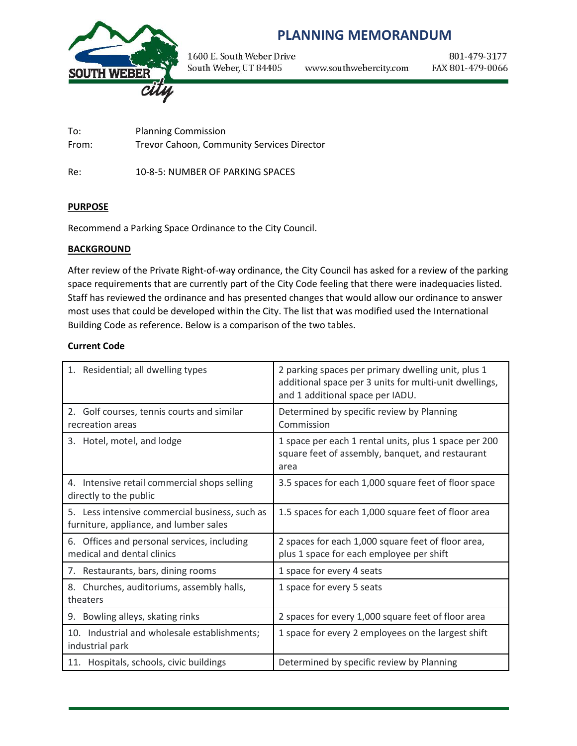# PLANNING MEMORANDUM

1600 E. South Weber Drive
South Weber, UT 84405
www.southwebercity.com
801-479-3177
FAX 801-479-0066

To: Planning Commission
From: Trevor Cahoon, Community Services Director

Re: 10-8-5: NUMBER OF PARKING SPACES

**PURPOSE**

Recommend a Parking Space Ordinance to the City Council.

**BACKGROUND**

After review of the Private Right-of-way ordinance, the City Council has asked for a review of the parking space requirements that are currently part of the City Code feeling that there were inadequacies listed. Staff has reviewed the ordinance and has presented changes that would allow our ordinance to answer most uses that could be developed within the City. The list that was modified used the International Building Code as reference. Below is a comparison of the two tables.

**Current Code**

| Use | Requirement |
|---|---|
| 1. Residential; all dwelling types | 2 parking spaces per primary dwelling unit, plus 1 additional space per 3 units for multi-unit dwellings, and 1 additional space per IADU. |
| 2. Golf courses, tennis courts and similar recreation areas | Determined by specific review by Planning Commission |
| 3. Hotel, motel, and lodge | 1 space per each 1 rental units, plus 1 space per 200 square feet of assembly, banquet, and restaurant area |
| 4. Intensive retail commercial shops selling directly to the public | 3.5 spaces for each 1,000 square feet of floor space |
| 5. Less intensive commercial business, such as furniture, appliance, and lumber sales | 1.5 spaces for each 1,000 square feet of floor area |
| 6. Offices and personal services, including medical and dental clinics | 2 spaces for each 1,000 square feet of floor area, plus 1 space for each employee per shift |
| 7. Restaurants, bars, dining rooms | 1 space for every 4 seats |
| 8. Churches, auditoriums, assembly halls, theaters | 1 space for every 5 seats |
| 9. Bowling alleys, skating rinks | 2 spaces for every 1,000 square feet of floor area |
| 10. Industrial and wholesale establishments; industrial park | 1 space for every 2 employees on the largest shift |
| 11. Hospitals, schools, civic buildings | Determined by specific review by Planning |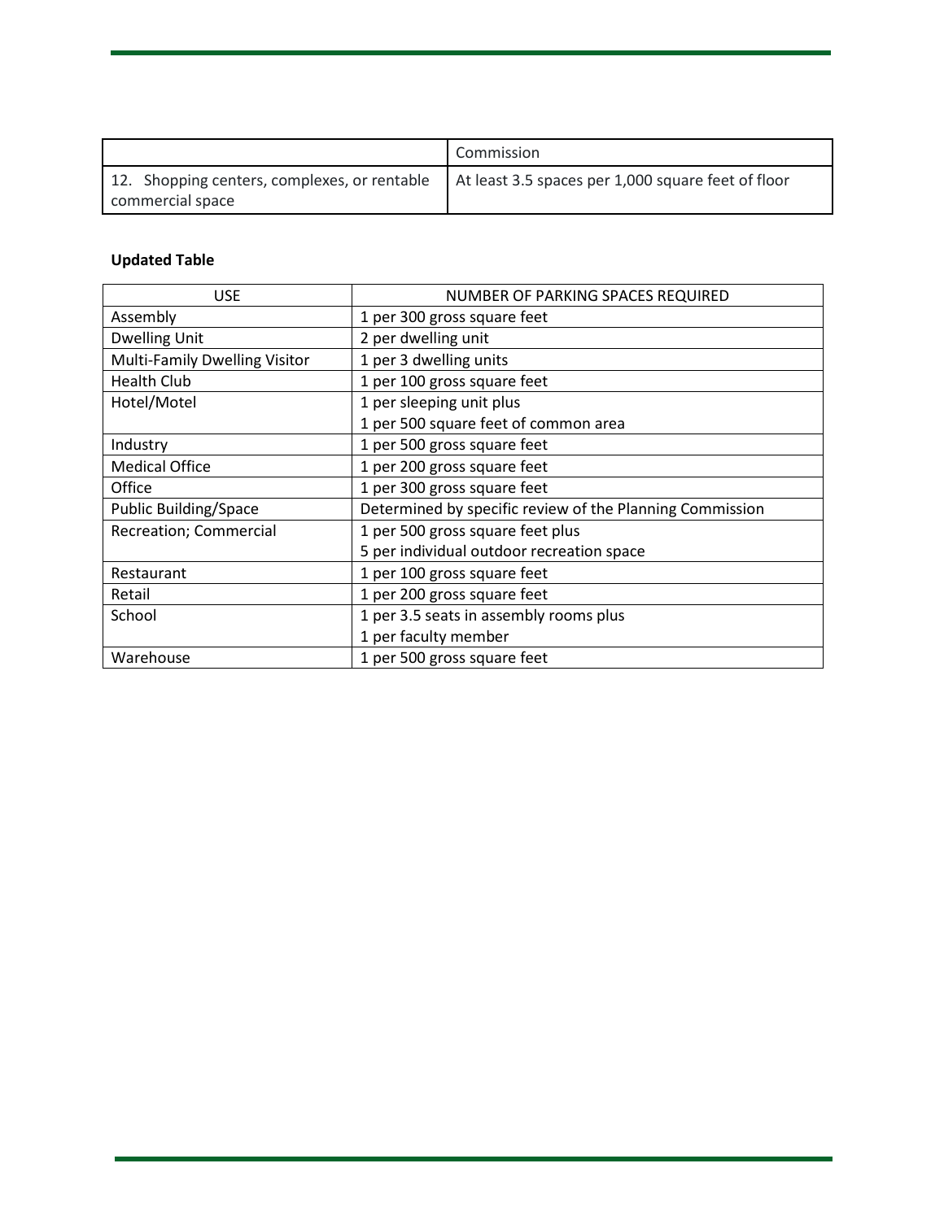| | |
|---|---|
| | Commission |
| 12. Shopping centers, complexes, or rentable commercial space | At least 3.5 spaces per 1,000 square feet of floor |

**Updated Table**

| USE | NUMBER OF PARKING SPACES REQUIRED |
|---|---|
| Assembly | 1 per 300 gross square feet |
| Dwelling Unit | 2 per dwelling unit |
| Multi-Family Dwelling Visitor | 1 per 3 dwelling units |
| Health Club | 1 per 100 gross square feet |
| Hotel/Motel | 1 per sleeping unit plus<br>1 per 500 square feet of common area |
| Industry | 1 per 500 gross square feet |
| Medical Office | 1 per 200 gross square feet |
| Office | 1 per 300 gross square feet |
| Public Building/Space | Determined by specific review of the Planning Commission |
| Recreation; Commercial | 1 per 500 gross square feet plus<br>5 per individual outdoor recreation space |
| Restaurant | 1 per 100 gross square feet |
| Retail | 1 per 200 gross square feet |
| School | 1 per 3.5 seats in assembly rooms plus<br>1 per faculty member |
| Warehouse | 1 per 500 gross square feet |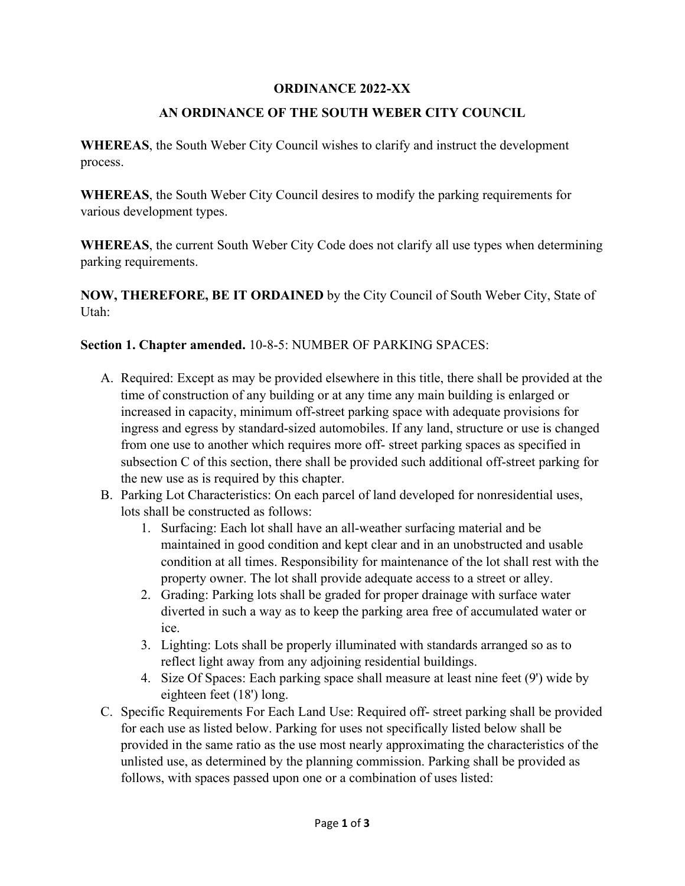**ORDINANCE 2022-XX**

**AN ORDINANCE OF THE SOUTH WEBER CITY COUNCIL**

**WHEREAS**, the South Weber City Council wishes to clarify and instruct the development process.

**WHEREAS**, the South Weber City Council desires to modify the parking requirements for various development types.

**WHEREAS**, the current South Weber City Code does not clarify all use types when determining parking requirements.

**NOW, THEREFORE, BE IT ORDAINED** by the City Council of South Weber City, State of Utah:

**Section 1. Chapter amended.** 10-8-5: NUMBER OF PARKING SPACES:

A. Required: Except as may be provided elsewhere in this title, there shall be provided at the time of construction of any building or at any time any main building is enlarged or increased in capacity, minimum off-street parking space with adequate provisions for ingress and egress by standard-sized automobiles. If any land, structure or use is changed from one use to another which requires more off- street parking spaces as specified in subsection C of this section, there shall be provided such additional off-street parking for the new use as is required by this chapter.

B. Parking Lot Characteristics: On each parcel of land developed for nonresidential uses, lots shall be constructed as follows:
   1. Surfacing: Each lot shall have an all-weather surfacing material and be maintained in good condition and kept clear and in an unobstructed and usable condition at all times. Responsibility for maintenance of the lot shall rest with the property owner. The lot shall provide adequate access to a street or alley.
   2. Grading: Parking lots shall be graded for proper drainage with surface water diverted in such a way as to keep the parking area free of accumulated water or ice.
   3. Lighting: Lots shall be properly illuminated with standards arranged so as to reflect light away from any adjoining residential buildings.
   4. Size Of Spaces: Each parking space shall measure at least nine feet (9') wide by eighteen feet (18') long.

C. Specific Requirements For Each Land Use: Required off- street parking shall be provided for each use as listed below. Parking for uses not specifically listed below shall be provided in the same ratio as the use most nearly approximating the characteristics of the unlisted use, as determined by the planning commission. Parking shall be provided as follows, with spaces passed upon one or a combination of uses listed: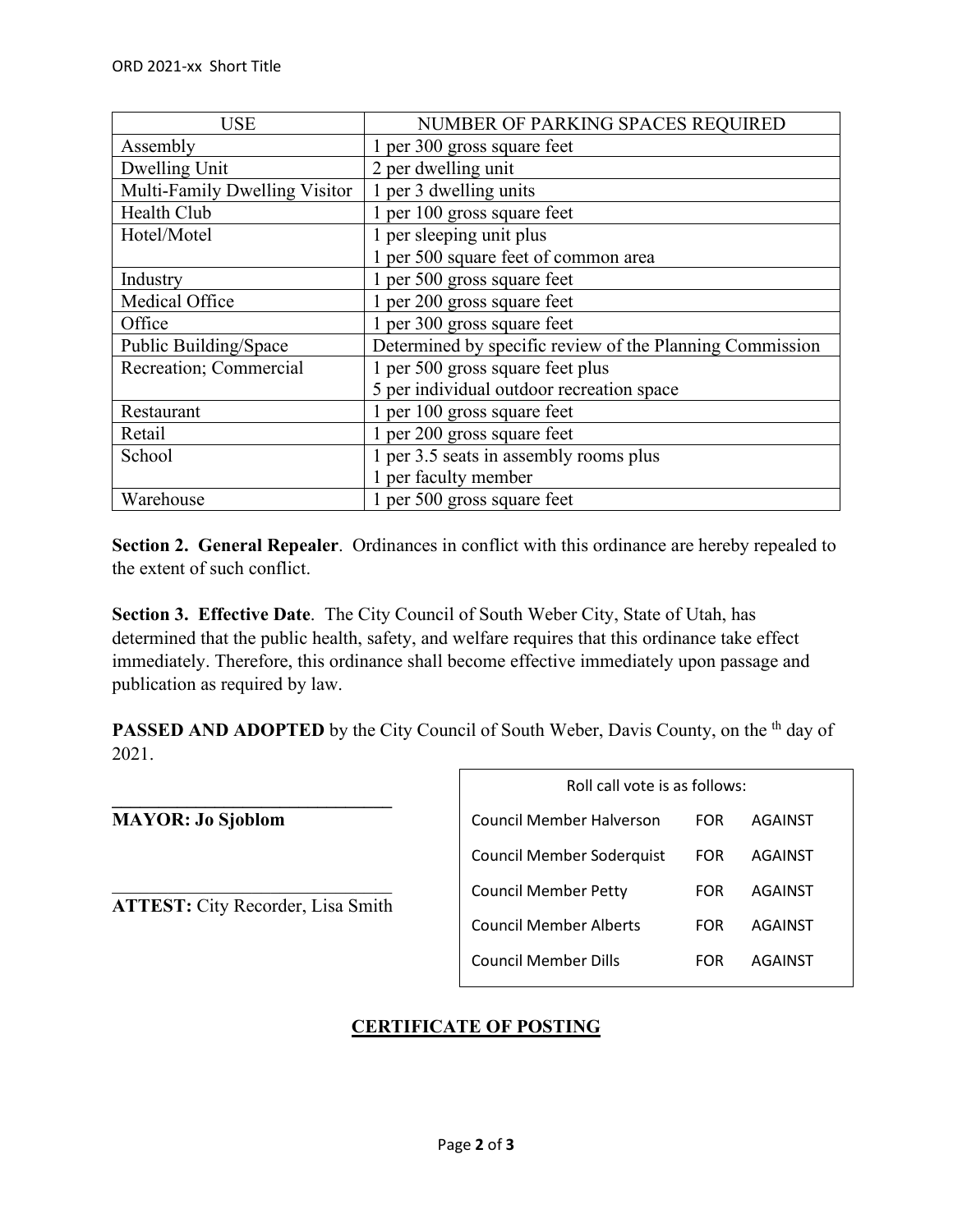| USE | NUMBER OF PARKING SPACES REQUIRED |
|---|---|
| Assembly | 1 per 300 gross square feet |
| Dwelling Unit | 2 per dwelling unit |
| Multi-Family Dwelling Visitor | 1 per 3 dwelling units |
| Health Club | 1 per 100 gross square feet |
| Hotel/Motel | 1 per sleeping unit plus<br>1 per 500 square feet of common area |
| Industry | 1 per 500 gross square feet |
| Medical Office | 1 per 200 gross square feet |
| Office | 1 per 300 gross square feet |
| Public Building/Space | Determined by specific review of the Planning Commission |
| Recreation; Commercial | 1 per 500 gross square feet plus<br>5 per individual outdoor recreation space |
| Restaurant | 1 per 100 gross square feet |
| Retail | 1 per 200 gross square feet |
| School | 1 per 3.5 seats in assembly rooms plus<br>1 per faculty member |
| Warehouse | 1 per 500 gross square feet |

**Section 2. General Repealer**. Ordinances in conflict with this ordinance are hereby repealed to the extent of such conflict.

**Section 3. Effective Date**. The City Council of South Weber City, State of Utah, has determined that the public health, safety, and welfare requires that this ordinance take effect immediately. Therefore, this ordinance shall become effective immediately upon passage and publication as required by law.

**PASSED AND ADOPTED** by the City Council of South Weber, Davis County, on the th day of 2021.

______________________________
**MAYOR: Jo Sjoblom**

______________________________
**ATTEST:** City Recorder, Lisa Smith

| Roll call vote is as follows: | | |
|---|---|---|
| Council Member Halverson | FOR | AGAINST |
| Council Member Soderquist | FOR | AGAINST |
| Council Member Petty | FOR | AGAINST |
| Council Member Alberts | FOR | AGAINST |
| Council Member Dills | FOR | AGAINST |

## CERTIFICATE OF POSTING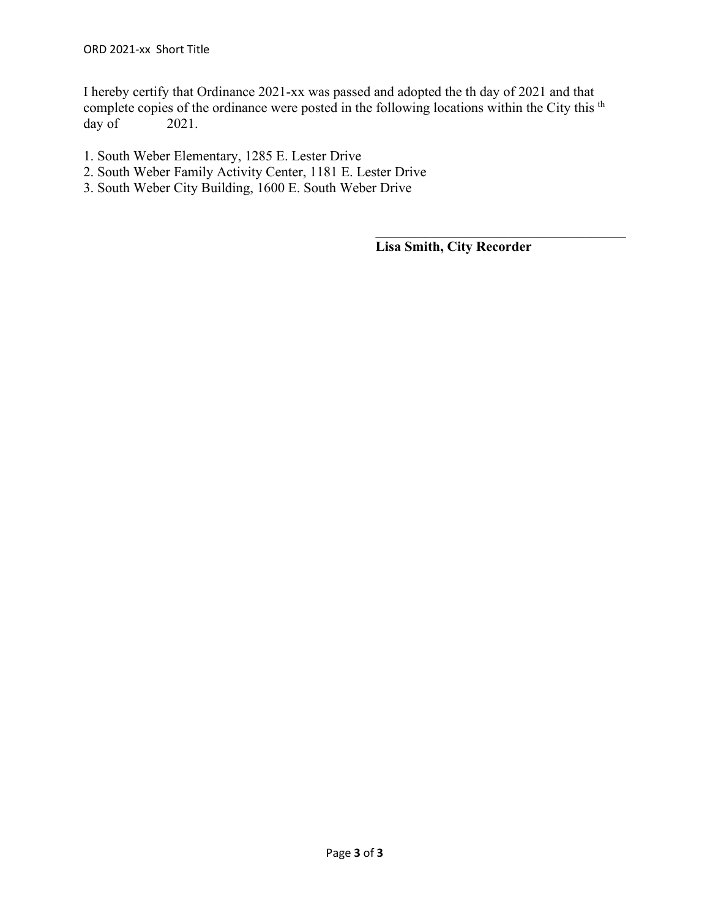I hereby certify that Ordinance 2021-xx was passed and adopted the th day of 2021 and that complete copies of the ordinance were posted in the following locations within the City this th day of 2021.

1. South Weber Elementary, 1285 E. Lester Drive
2. South Weber Family Activity Center, 1181 E. Lester Drive
3. South Weber City Building, 1600 E. South Weber Drive

\_\_\_\_\_\_\_\_\_\_\_\_\_\_\_\_\_\_\_\_\_\_\_\_\_\_\_\_\_\_\_\_\_\_\_\_\_\_\_\_

**Lisa Smith, City Recorder**